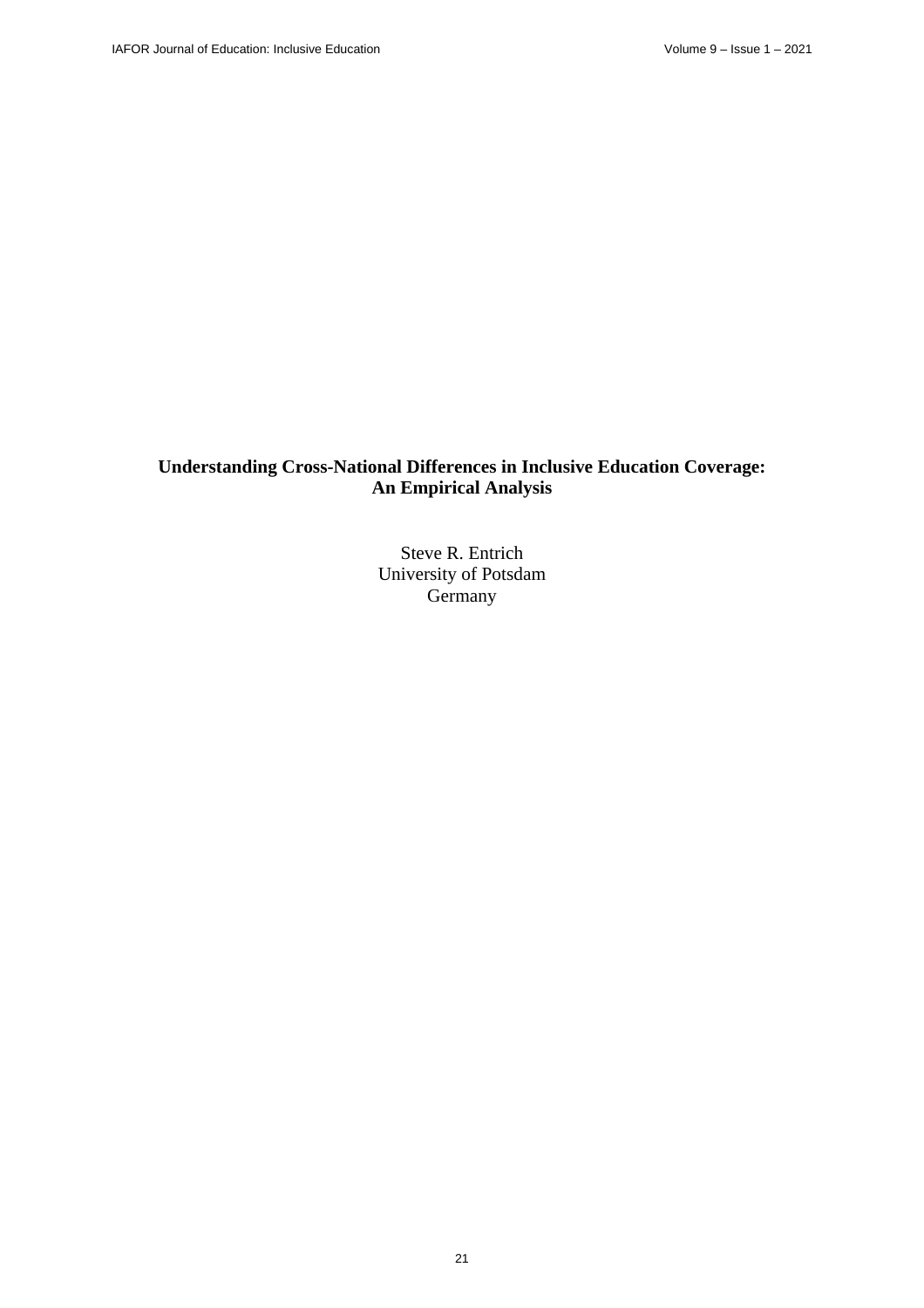# Understanding Cross-National Differences in Inclusive Education Coverage: An Empirical Analysis

Steve R. Entrich
University of Potsdam
Germany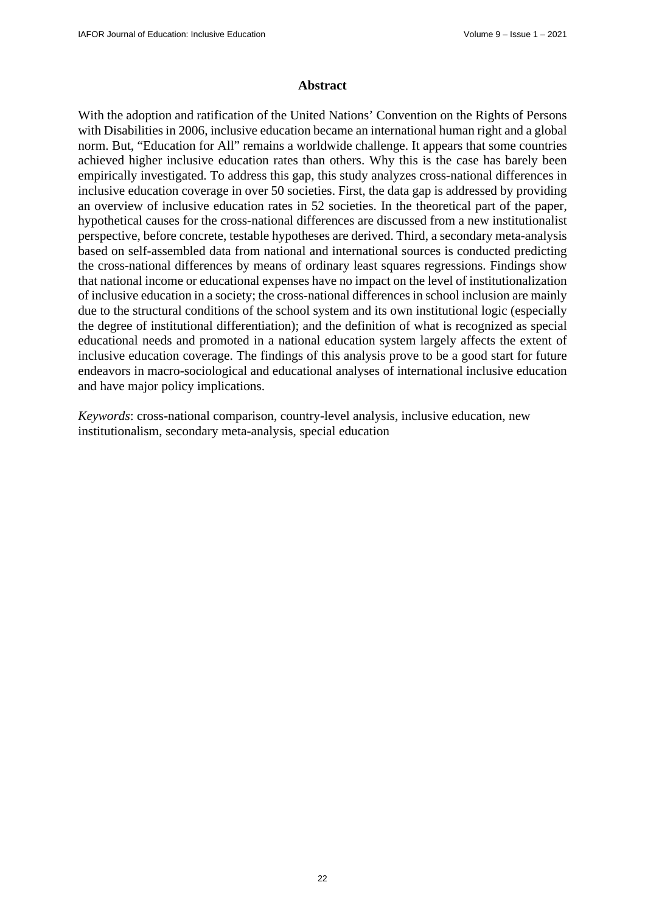## Abstract

With the adoption and ratification of the United Nations' Convention on the Rights of Persons with Disabilities in 2006, inclusive education became an international human right and a global norm. But, "Education for All" remains a worldwide challenge. It appears that some countries achieved higher inclusive education rates than others. Why this is the case has barely been empirically investigated. To address this gap, this study analyzes cross-national differences in inclusive education coverage in over 50 societies. First, the data gap is addressed by providing an overview of inclusive education rates in 52 societies. In the theoretical part of the paper, hypothetical causes for the cross-national differences are discussed from a new institutionalist perspective, before concrete, testable hypotheses are derived. Third, a secondary meta-analysis based on self-assembled data from national and international sources is conducted predicting the cross-national differences by means of ordinary least squares regressions. Findings show that national income or educational expenses have no impact on the level of institutionalization of inclusive education in a society; the cross-national differences in school inclusion are mainly due to the structural conditions of the school system and its own institutional logic (especially the degree of institutional differentiation); and the definition of what is recognized as special educational needs and promoted in a national education system largely affects the extent of inclusive education coverage. The findings of this analysis prove to be a good start for future endeavors in macro-sociological and educational analyses of international inclusive education and have major policy implications.

*Keywords*: cross-national comparison, country-level analysis, inclusive education, new institutionalism, secondary meta-analysis, special education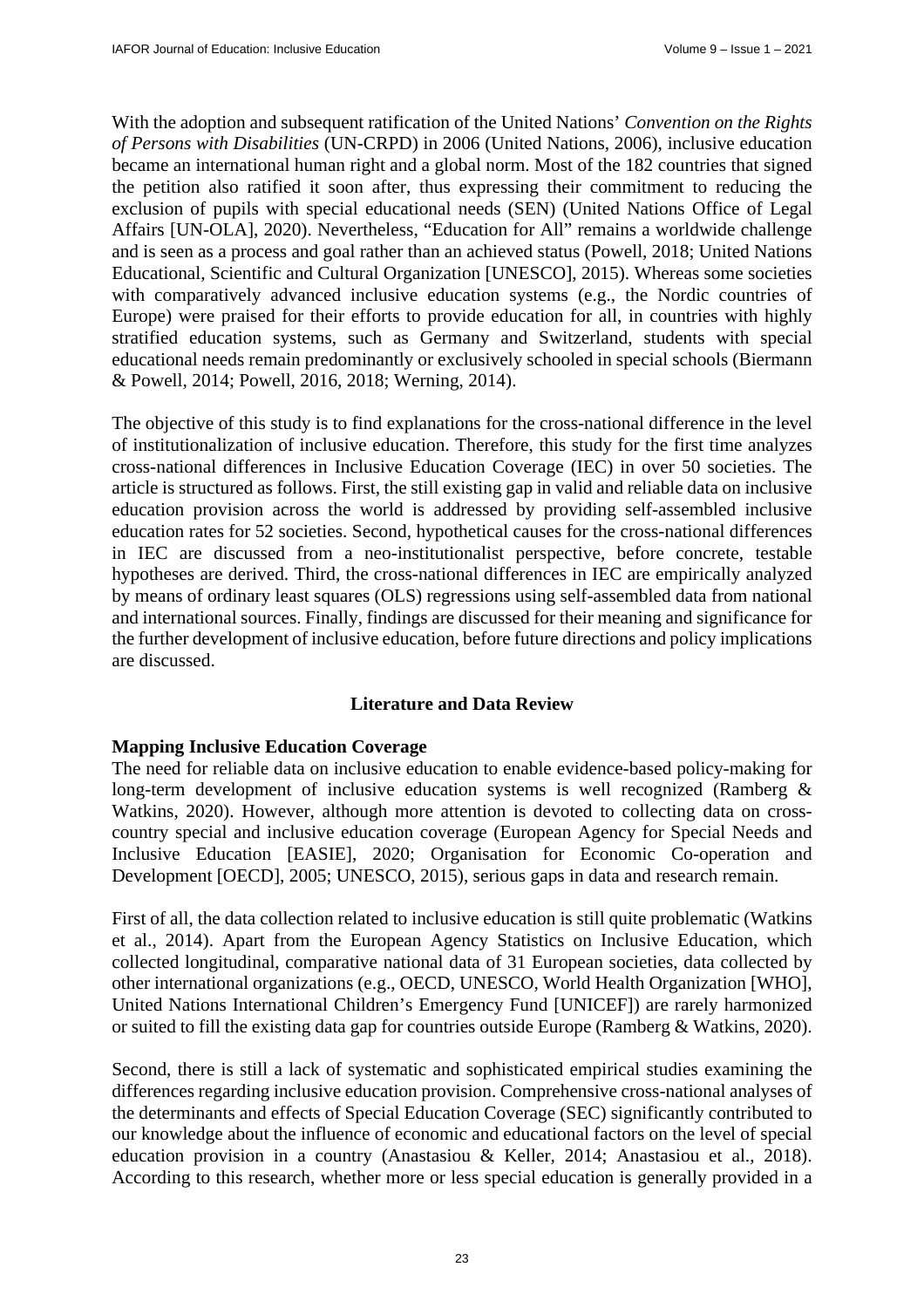With the adoption and subsequent ratification of the United Nations' *Convention on the Rights of Persons with Disabilities* (UN-CRPD) in 2006 (United Nations, 2006), inclusive education became an international human right and a global norm. Most of the 182 countries that signed the petition also ratified it soon after, thus expressing their commitment to reducing the exclusion of pupils with special educational needs (SEN) (United Nations Office of Legal Affairs [UN-OLA], 2020). Nevertheless, "Education for All" remains a worldwide challenge and is seen as a process and goal rather than an achieved status (Powell, 2018; United Nations Educational, Scientific and Cultural Organization [UNESCO], 2015). Whereas some societies with comparatively advanced inclusive education systems (e.g., the Nordic countries of Europe) were praised for their efforts to provide education for all, in countries with highly stratified education systems, such as Germany and Switzerland, students with special educational needs remain predominantly or exclusively schooled in special schools (Biermann & Powell, 2014; Powell, 2016, 2018; Werning, 2014).

The objective of this study is to find explanations for the cross-national difference in the level of institutionalization of inclusive education. Therefore, this study for the first time analyzes cross-national differences in Inclusive Education Coverage (IEC) in over 50 societies. The article is structured as follows. First, the still existing gap in valid and reliable data on inclusive education provision across the world is addressed by providing self-assembled inclusive education rates for 52 societies. Second, hypothetical causes for the cross-national differences in IEC are discussed from a neo-institutionalist perspective, before concrete, testable hypotheses are derived. Third, the cross-national differences in IEC are empirically analyzed by means of ordinary least squares (OLS) regressions using self-assembled data from national and international sources. Finally, findings are discussed for their meaning and significance for the further development of inclusive education, before future directions and policy implications are discussed.

## Literature and Data Review

### Mapping Inclusive Education Coverage

The need for reliable data on inclusive education to enable evidence-based policy-making for long-term development of inclusive education systems is well recognized (Ramberg & Watkins, 2020). However, although more attention is devoted to collecting data on cross-country special and inclusive education coverage (European Agency for Special Needs and Inclusive Education [EASIE], 2020; Organisation for Economic Co-operation and Development [OECD], 2005; UNESCO, 2015), serious gaps in data and research remain.

First of all, the data collection related to inclusive education is still quite problematic (Watkins et al., 2014). Apart from the European Agency Statistics on Inclusive Education, which collected longitudinal, comparative national data of 31 European societies, data collected by other international organizations (e.g., OECD, UNESCO, World Health Organization [WHO], United Nations International Children's Emergency Fund [UNICEF]) are rarely harmonized or suited to fill the existing data gap for countries outside Europe (Ramberg & Watkins, 2020).

Second, there is still a lack of systematic and sophisticated empirical studies examining the differences regarding inclusive education provision. Comprehensive cross-national analyses of the determinants and effects of Special Education Coverage (SEC) significantly contributed to our knowledge about the influence of economic and educational factors on the level of special education provision in a country (Anastasiou & Keller, 2014; Anastasiou et al., 2018). According to this research, whether more or less special education is generally provided in a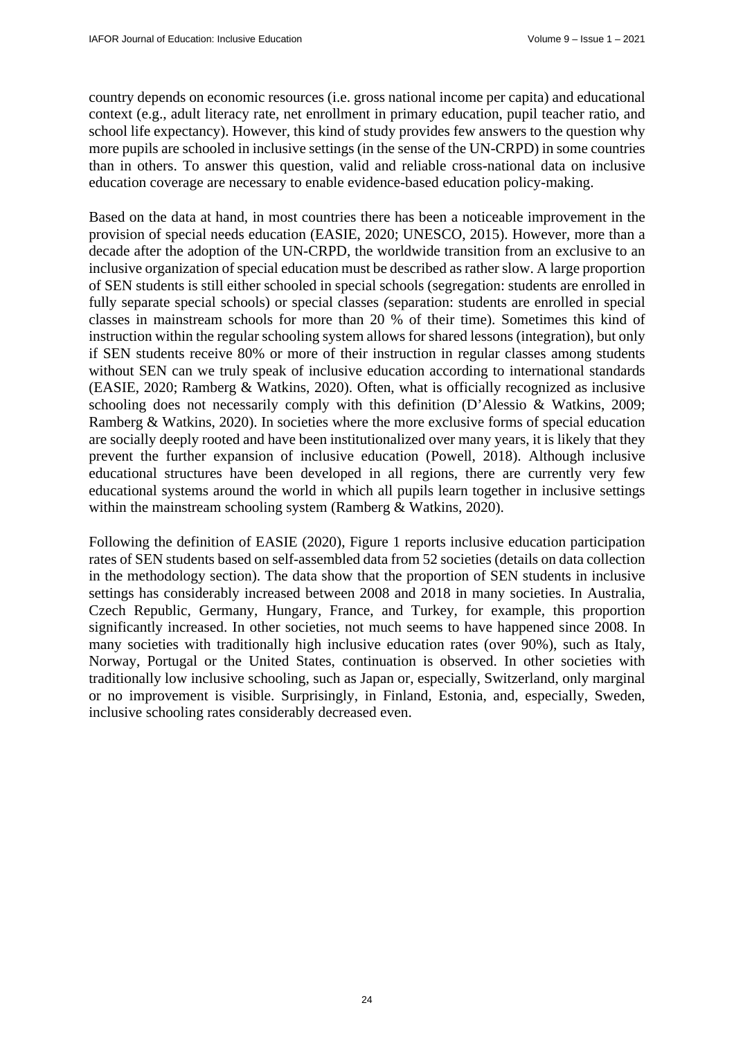country depends on economic resources (i.e. gross national income per capita) and educational context (e.g., adult literacy rate, net enrollment in primary education, pupil teacher ratio, and school life expectancy). However, this kind of study provides few answers to the question why more pupils are schooled in inclusive settings (in the sense of the UN-CRPD) in some countries than in others. To answer this question, valid and reliable cross-national data on inclusive education coverage are necessary to enable evidence-based education policy-making.

Based on the data at hand, in most countries there has been a noticeable improvement in the provision of special needs education (EASIE, 2020; UNESCO, 2015). However, more than a decade after the adoption of the UN-CRPD, the worldwide transition from an exclusive to an inclusive organization of special education must be described as rather slow. A large proportion of SEN students is still either schooled in special schools (segregation: students are enrolled in fully separate special schools) or special classes *(*separation: students are enrolled in special classes in mainstream schools for more than 20 % of their time). Sometimes this kind of instruction within the regular schooling system allows for shared lessons (integration), but only if SEN students receive 80% or more of their instruction in regular classes among students without SEN can we truly speak of inclusive education according to international standards (EASIE, 2020; Ramberg & Watkins, 2020). Often, what is officially recognized as inclusive schooling does not necessarily comply with this definition (D'Alessio & Watkins, 2009; Ramberg & Watkins, 2020). In societies where the more exclusive forms of special education are socially deeply rooted and have been institutionalized over many years, it is likely that they prevent the further expansion of inclusive education (Powell, 2018). Although inclusive educational structures have been developed in all regions, there are currently very few educational systems around the world in which all pupils learn together in inclusive settings within the mainstream schooling system (Ramberg & Watkins, 2020).

Following the definition of EASIE (2020), Figure 1 reports inclusive education participation rates of SEN students based on self-assembled data from 52 societies (details on data collection in the methodology section). The data show that the proportion of SEN students in inclusive settings has considerably increased between 2008 and 2018 in many societies. In Australia, Czech Republic, Germany, Hungary, France, and Turkey, for example, this proportion significantly increased. In other societies, not much seems to have happened since 2008. In many societies with traditionally high inclusive education rates (over 90%), such as Italy, Norway, Portugal or the United States, continuation is observed. In other societies with traditionally low inclusive schooling, such as Japan or, especially, Switzerland, only marginal or no improvement is visible. Surprisingly, in Finland, Estonia, and, especially, Sweden, inclusive schooling rates considerably decreased even.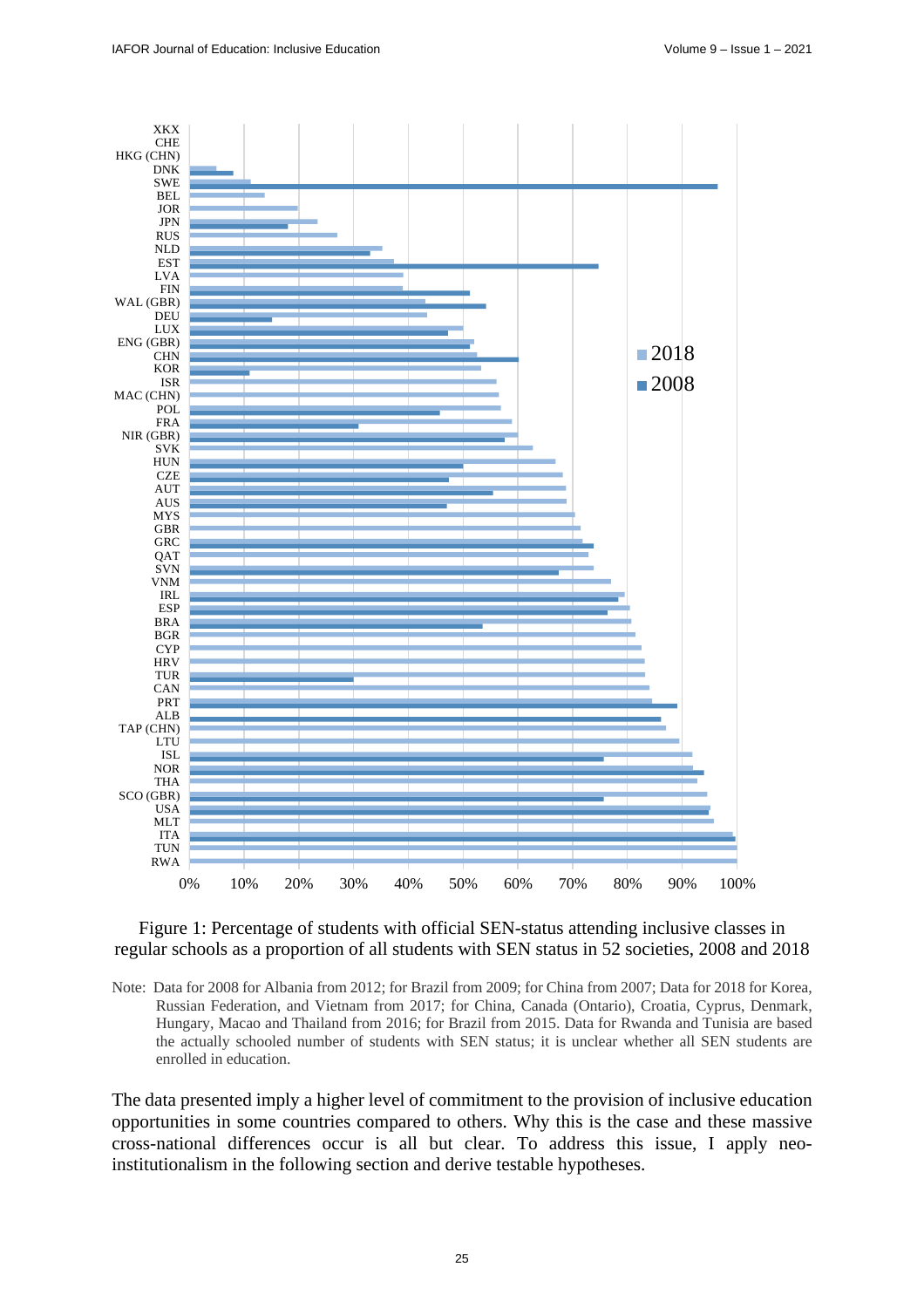Figure 1: Percentage of students with official SEN-status attending inclusive classes in regular schools as a proportion of all students with SEN status in 52 societies, 2008 and 2018

Note: Data for 2008 for Albania from 2012; for Brazil from 2009; for China from 2007; Data for 2018 for Korea, Russian Federation, and Vietnam from 2017; for China, Canada (Ontario), Croatia, Cyprus, Denmark, Hungary, Macao and Thailand from 2016; for Brazil from 2015. Data for Rwanda and Tunisia are based the actually schooled number of students with SEN status; it is unclear whether all SEN students are enrolled in education.

The data presented imply a higher level of commitment to the provision of inclusive education opportunities in some countries compared to others. Why this is the case and these massive cross-national differences occur is all but clear. To address this issue, I apply neo-institutionalism in the following section and derive testable hypotheses.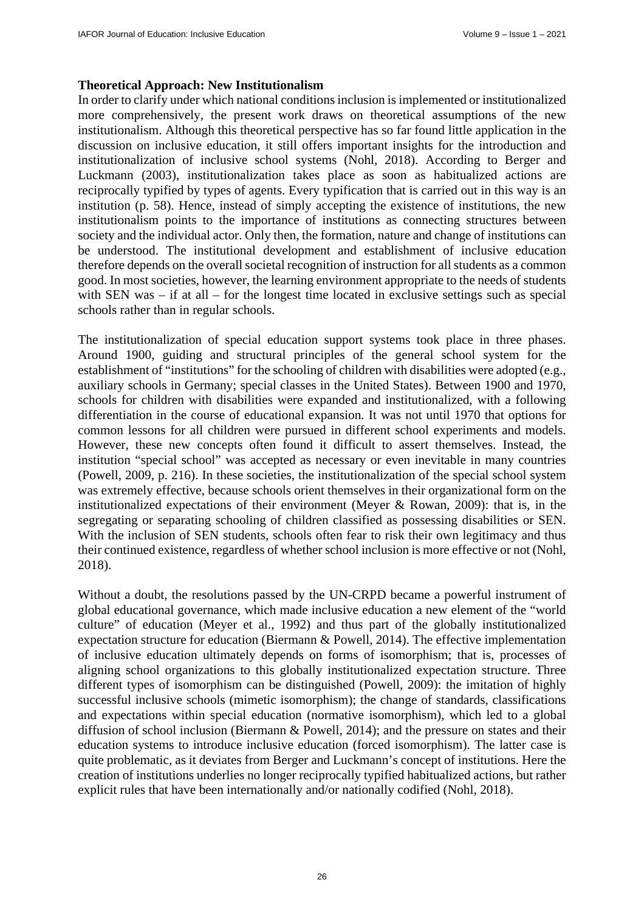**Theoretical Approach: New Institutionalism**

In order to clarify under which national conditions inclusion is implemented or institutionalized more comprehensively, the present work draws on theoretical assumptions of the new institutionalism. Although this theoretical perspective has so far found little application in the discussion on inclusive education, it still offers important insights for the introduction and institutionalization of inclusive school systems (Nohl, 2018). According to Berger and Luckmann (2003), institutionalization takes place as soon as habitualized actions are reciprocally typified by types of agents. Every typification that is carried out in this way is an institution (p. 58). Hence, instead of simply accepting the existence of institutions, the new institutionalism points to the importance of institutions as connecting structures between society and the individual actor. Only then, the formation, nature and change of institutions can be understood. The institutional development and establishment of inclusive education therefore depends on the overall societal recognition of instruction for all students as a common good. In most societies, however, the learning environment appropriate to the needs of students with SEN was – if at all – for the longest time located in exclusive settings such as special schools rather than in regular schools.

The institutionalization of special education support systems took place in three phases. Around 1900, guiding and structural principles of the general school system for the establishment of "institutions" for the schooling of children with disabilities were adopted (e.g., auxiliary schools in Germany; special classes in the United States). Between 1900 and 1970, schools for children with disabilities were expanded and institutionalized, with a following differentiation in the course of educational expansion. It was not until 1970 that options for common lessons for all children were pursued in different school experiments and models. However, these new concepts often found it difficult to assert themselves. Instead, the institution "special school" was accepted as necessary or even inevitable in many countries (Powell, 2009, p. 216). In these societies, the institutionalization of the special school system was extremely effective, because schools orient themselves in their organizational form on the institutionalized expectations of their environment (Meyer & Rowan, 2009): that is, in the segregating or separating schooling of children classified as possessing disabilities or SEN. With the inclusion of SEN students, schools often fear to risk their own legitimacy and thus their continued existence, regardless of whether school inclusion is more effective or not (Nohl, 2018).

Without a doubt, the resolutions passed by the UN-CRPD became a powerful instrument of global educational governance, which made inclusive education a new element of the "world culture" of education (Meyer et al., 1992) and thus part of the globally institutionalized expectation structure for education (Biermann & Powell, 2014). The effective implementation of inclusive education ultimately depends on forms of isomorphism; that is, processes of aligning school organizations to this globally institutionalized expectation structure. Three different types of isomorphism can be distinguished (Powell, 2009): the imitation of highly successful inclusive schools (mimetic isomorphism); the change of standards, classifications and expectations within special education (normative isomorphism), which led to a global diffusion of school inclusion (Biermann & Powell, 2014); and the pressure on states and their education systems to introduce inclusive education (forced isomorphism). The latter case is quite problematic, as it deviates from Berger and Luckmann's concept of institutions. Here the creation of institutions underlies no longer reciprocally typified habitualized actions, but rather explicit rules that have been internationally and/or nationally codified (Nohl, 2018).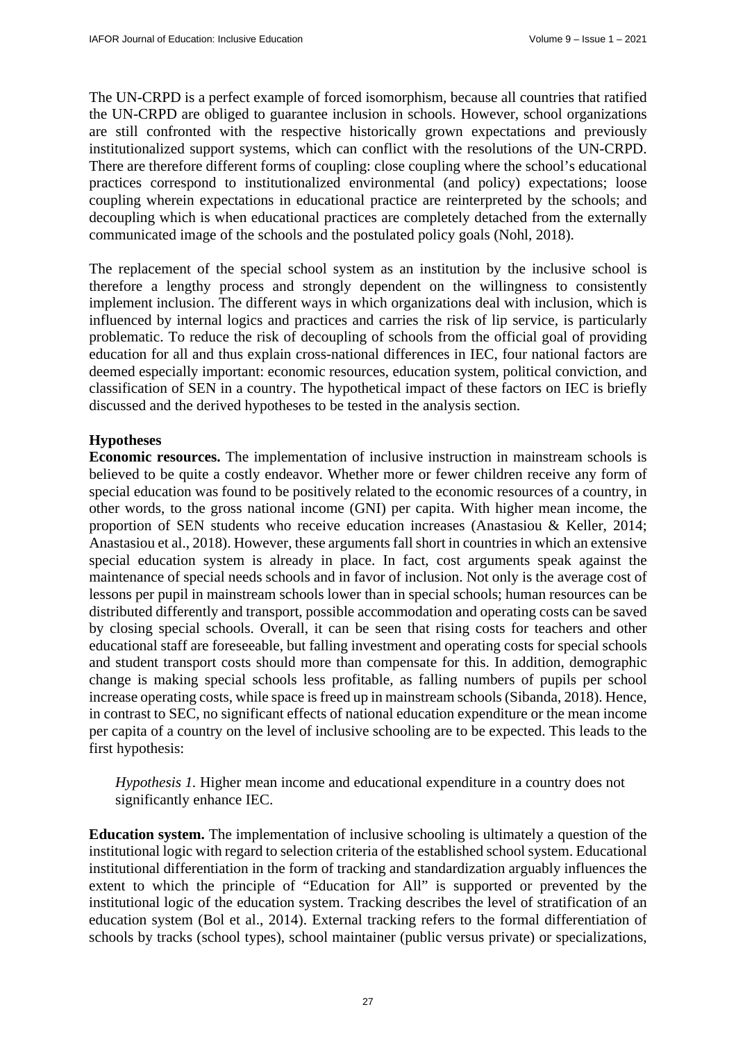The UN-CRPD is a perfect example of forced isomorphism, because all countries that ratified the UN-CRPD are obliged to guarantee inclusion in schools. However, school organizations are still confronted with the respective historically grown expectations and previously institutionalized support systems, which can conflict with the resolutions of the UN-CRPD. There are therefore different forms of coupling: close coupling where the school's educational practices correspond to institutionalized environmental (and policy) expectations; loose coupling wherein expectations in educational practice are reinterpreted by the schools; and decoupling which is when educational practices are completely detached from the externally communicated image of the schools and the postulated policy goals (Nohl, 2018).

The replacement of the special school system as an institution by the inclusive school is therefore a lengthy process and strongly dependent on the willingness to consistently implement inclusion. The different ways in which organizations deal with inclusion, which is influenced by internal logics and practices and carries the risk of lip service, is particularly problematic. To reduce the risk of decoupling of schools from the official goal of providing education for all and thus explain cross-national differences in IEC, four national factors are deemed especially important: economic resources, education system, political conviction, and classification of SEN in a country. The hypothetical impact of these factors on IEC is briefly discussed and the derived hypotheses to be tested in the analysis section.

### Hypotheses

**Economic resources.** The implementation of inclusive instruction in mainstream schools is believed to be quite a costly endeavor. Whether more or fewer children receive any form of special education was found to be positively related to the economic resources of a country, in other words, to the gross national income (GNI) per capita. With higher mean income, the proportion of SEN students who receive education increases (Anastasiou & Keller, 2014; Anastasiou et al., 2018). However, these arguments fall short in countries in which an extensive special education system is already in place. In fact, cost arguments speak against the maintenance of special needs schools and in favor of inclusion. Not only is the average cost of lessons per pupil in mainstream schools lower than in special schools; human resources can be distributed differently and transport, possible accommodation and operating costs can be saved by closing special schools. Overall, it can be seen that rising costs for teachers and other educational staff are foreseeable, but falling investment and operating costs for special schools and student transport costs should more than compensate for this. In addition, demographic change is making special schools less profitable, as falling numbers of pupils per school increase operating costs, while space is freed up in mainstream schools (Sibanda, 2018). Hence, in contrast to SEC, no significant effects of national education expenditure or the mean income per capita of a country on the level of inclusive schooling are to be expected. This leads to the first hypothesis:

> *Hypothesis 1.* Higher mean income and educational expenditure in a country does not significantly enhance IEC.

**Education system.** The implementation of inclusive schooling is ultimately a question of the institutional logic with regard to selection criteria of the established school system. Educational institutional differentiation in the form of tracking and standardization arguably influences the extent to which the principle of "Education for All" is supported or prevented by the institutional logic of the education system. Tracking describes the level of stratification of an education system (Bol et al., 2014). External tracking refers to the formal differentiation of schools by tracks (school types), school maintainer (public versus private) or specializations,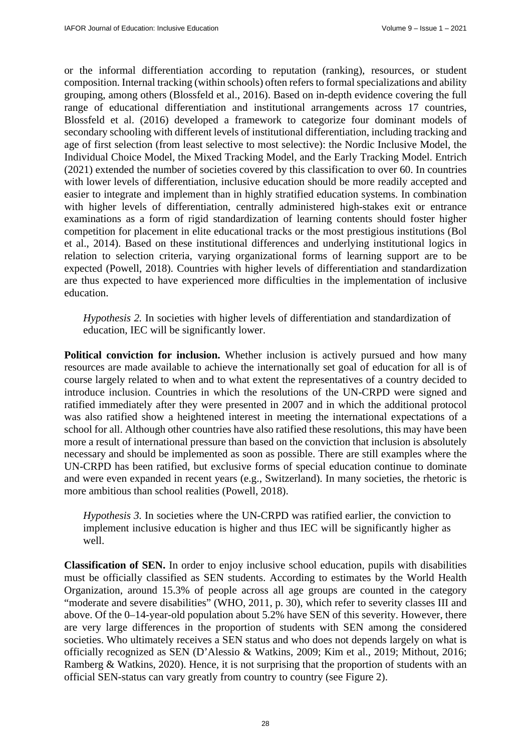or the informal differentiation according to reputation (ranking), resources, or student composition. Internal tracking (within schools) often refers to formal specializations and ability grouping, among others (Blossfeld et al., 2016). Based on in-depth evidence covering the full range of educational differentiation and institutional arrangements across 17 countries, Blossfeld et al. (2016) developed a framework to categorize four dominant models of secondary schooling with different levels of institutional differentiation, including tracking and age of first selection (from least selective to most selective): the Nordic Inclusive Model, the Individual Choice Model, the Mixed Tracking Model, and the Early Tracking Model. Entrich (2021) extended the number of societies covered by this classification to over 60. In countries with lower levels of differentiation, inclusive education should be more readily accepted and easier to integrate and implement than in highly stratified education systems. In combination with higher levels of differentiation, centrally administered high-stakes exit or entrance examinations as a form of rigid standardization of learning contents should foster higher competition for placement in elite educational tracks or the most prestigious institutions (Bol et al., 2014). Based on these institutional differences and underlying institutional logics in relation to selection criteria, varying organizational forms of learning support are to be expected (Powell, 2018). Countries with higher levels of differentiation and standardization are thus expected to have experienced more difficulties in the implementation of inclusive education.

> *Hypothesis 2.* In societies with higher levels of differentiation and standardization of education, IEC will be significantly lower.

**Political conviction for inclusion.** Whether inclusion is actively pursued and how many resources are made available to achieve the internationally set goal of education for all is of course largely related to when and to what extent the representatives of a country decided to introduce inclusion. Countries in which the resolutions of the UN-CRPD were signed and ratified immediately after they were presented in 2007 and in which the additional protocol was also ratified show a heightened interest in meeting the international expectations of a school for all. Although other countries have also ratified these resolutions, this may have been more a result of international pressure than based on the conviction that inclusion is absolutely necessary and should be implemented as soon as possible. There are still examples where the UN-CRPD has been ratified, but exclusive forms of special education continue to dominate and were even expanded in recent years (e.g., Switzerland). In many societies, the rhetoric is more ambitious than school realities (Powell, 2018).

> *Hypothesis 3.* In societies where the UN-CRPD was ratified earlier, the conviction to implement inclusive education is higher and thus IEC will be significantly higher as well.

**Classification of SEN.** In order to enjoy inclusive school education, pupils with disabilities must be officially classified as SEN students. According to estimates by the World Health Organization, around 15.3% of people across all age groups are counted in the category "moderate and severe disabilities" (WHO, 2011, p. 30), which refer to severity classes III and above. Of the 0–14-year-old population about 5.2% have SEN of this severity. However, there are very large differences in the proportion of students with SEN among the considered societies. Who ultimately receives a SEN status and who does not depends largely on what is officially recognized as SEN (D'Alessio & Watkins, 2009; Kim et al., 2019; Mithout, 2016; Ramberg & Watkins, 2020). Hence, it is not surprising that the proportion of students with an official SEN-status can vary greatly from country to country (see Figure 2).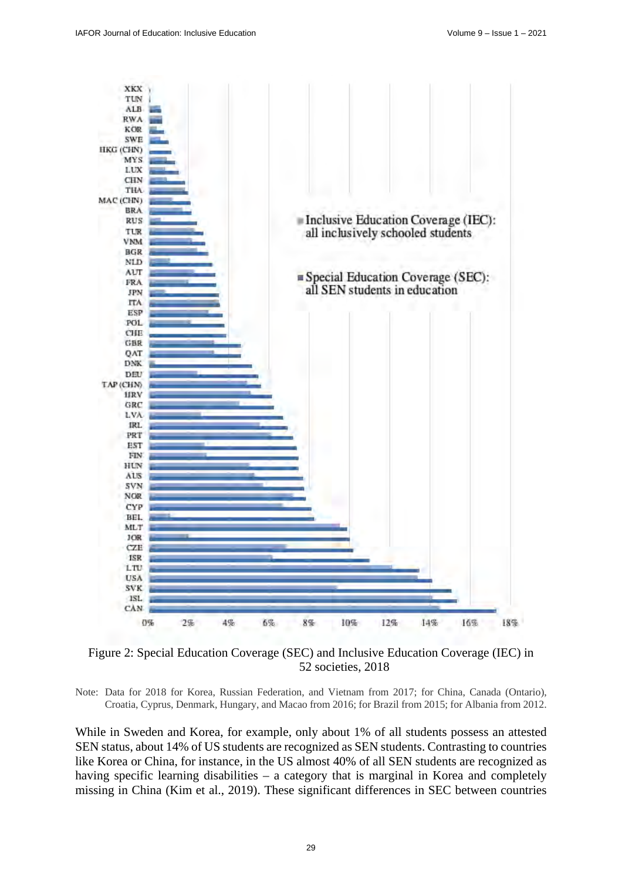Figure 2: Special Education Coverage (SEC) and Inclusive Education Coverage (IEC) in 52 societies, 2018

Note: Data for 2018 for Korea, Russian Federation, and Vietnam from 2017; for China, Canada (Ontario), Croatia, Cyprus, Denmark, Hungary, and Macao from 2016; for Brazil from 2015; for Albania from 2012.

While in Sweden and Korea, for example, only about 1% of all students possess an attested SEN status, about 14% of US students are recognized as SEN students. Contrasting to countries like Korea or China, for instance, in the US almost 40% of all SEN students are recognized as having specific learning disabilities – a category that is marginal in Korea and completely missing in China (Kim et al., 2019). These significant differences in SEC between countries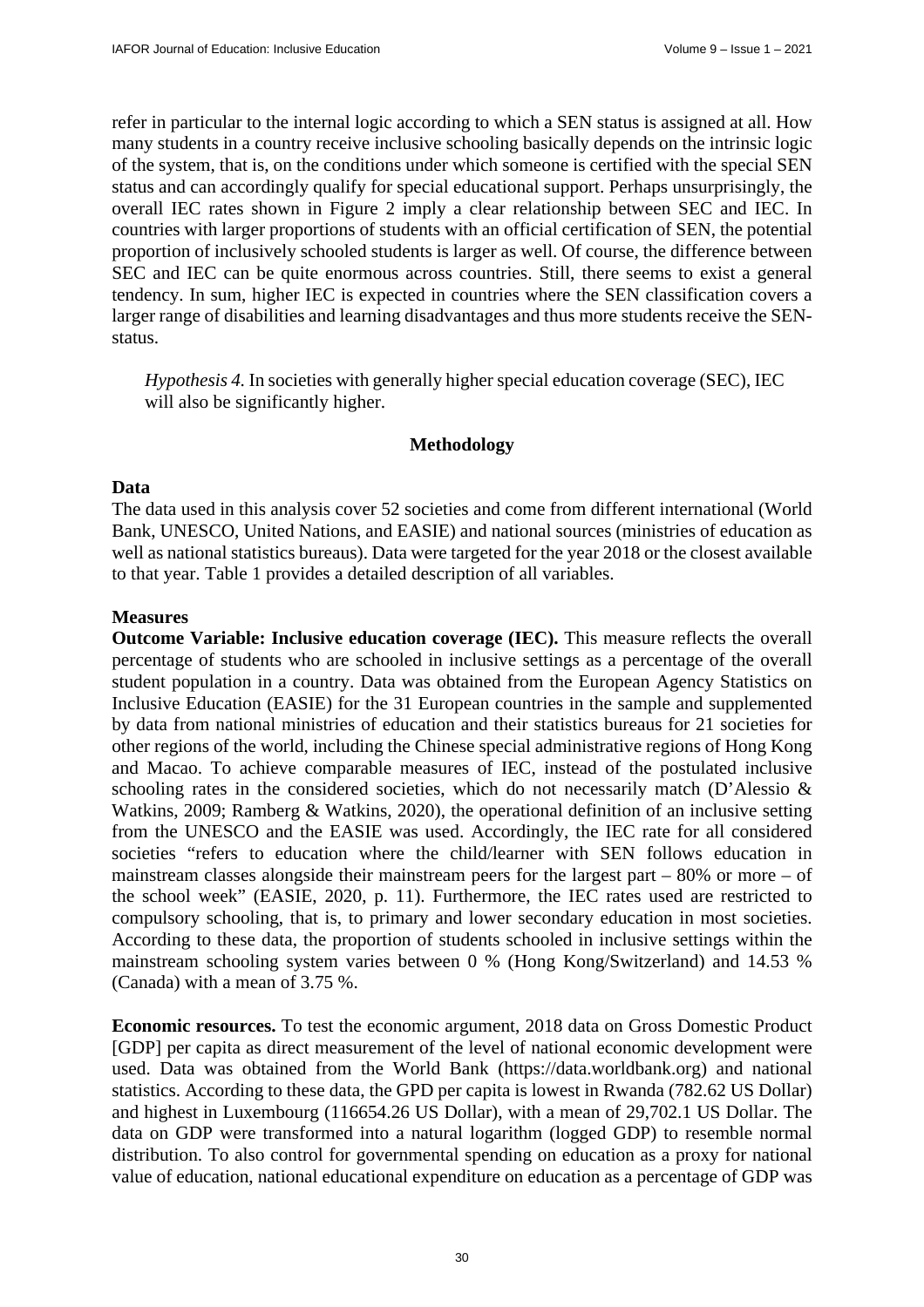refer in particular to the internal logic according to which a SEN status is assigned at all. How many students in a country receive inclusive schooling basically depends on the intrinsic logic of the system, that is, on the conditions under which someone is certified with the special SEN status and can accordingly qualify for special educational support. Perhaps unsurprisingly, the overall IEC rates shown in Figure 2 imply a clear relationship between SEC and IEC. In countries with larger proportions of students with an official certification of SEN, the potential proportion of inclusively schooled students is larger as well. Of course, the difference between SEC and IEC can be quite enormous across countries. Still, there seems to exist a general tendency. In sum, higher IEC is expected in countries where the SEN classification covers a larger range of disabilities and learning disadvantages and thus more students receive the SEN-status.

> *Hypothesis 4.* In societies with generally higher special education coverage (SEC), IEC will also be significantly higher.

## Methodology

### Data

The data used in this analysis cover 52 societies and come from different international (World Bank, UNESCO, United Nations, and EASIE) and national sources (ministries of education as well as national statistics bureaus). Data were targeted for the year 2018 or the closest available to that year. Table 1 provides a detailed description of all variables.

### Measures

**Outcome Variable: Inclusive education coverage (IEC).** This measure reflects the overall percentage of students who are schooled in inclusive settings as a percentage of the overall student population in a country. Data was obtained from the European Agency Statistics on Inclusive Education (EASIE) for the 31 European countries in the sample and supplemented by data from national ministries of education and their statistics bureaus for 21 societies for other regions of the world, including the Chinese special administrative regions of Hong Kong and Macao. To achieve comparable measures of IEC, instead of the postulated inclusive schooling rates in the considered societies, which do not necessarily match (D'Alessio & Watkins, 2009; Ramberg & Watkins, 2020), the operational definition of an inclusive setting from the UNESCO and the EASIE was used. Accordingly, the IEC rate for all considered societies "refers to education where the child/learner with SEN follows education in mainstream classes alongside their mainstream peers for the largest part – 80% or more – of the school week" (EASIE, 2020, p. 11). Furthermore, the IEC rates used are restricted to compulsory schooling, that is, to primary and lower secondary education in most societies. According to these data, the proportion of students schooled in inclusive settings within the mainstream schooling system varies between 0 % (Hong Kong/Switzerland) and 14.53 % (Canada) with a mean of 3.75 %.

**Economic resources.** To test the economic argument, 2018 data on Gross Domestic Product [GDP] per capita as direct measurement of the level of national economic development were used. Data was obtained from the World Bank (https://data.worldbank.org) and national statistics. According to these data, the GPD per capita is lowest in Rwanda (782.62 US Dollar) and highest in Luxembourg (116654.26 US Dollar), with a mean of 29,702.1 US Dollar. The data on GDP were transformed into a natural logarithm (logged GDP) to resemble normal distribution. To also control for governmental spending on education as a proxy for national value of education, national educational expenditure on education as a percentage of GDP was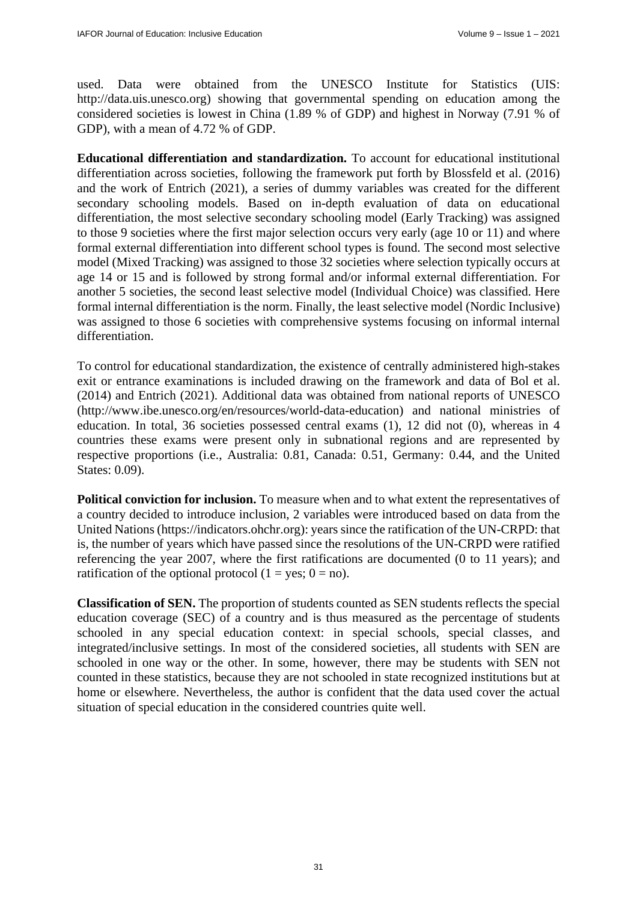used. Data were obtained from the UNESCO Institute for Statistics (UIS: http://data.uis.unesco.org) showing that governmental spending on education among the considered societies is lowest in China (1.89 % of GDP) and highest in Norway (7.91 % of GDP), with a mean of 4.72 % of GDP.

**Educational differentiation and standardization.** To account for educational institutional differentiation across societies, following the framework put forth by Blossfeld et al. (2016) and the work of Entrich (2021), a series of dummy variables was created for the different secondary schooling models. Based on in-depth evaluation of data on educational differentiation, the most selective secondary schooling model (Early Tracking) was assigned to those 9 societies where the first major selection occurs very early (age 10 or 11) and where formal external differentiation into different school types is found. The second most selective model (Mixed Tracking) was assigned to those 32 societies where selection typically occurs at age 14 or 15 and is followed by strong formal and/or informal external differentiation. For another 5 societies, the second least selective model (Individual Choice) was classified. Here formal internal differentiation is the norm. Finally, the least selective model (Nordic Inclusive) was assigned to those 6 societies with comprehensive systems focusing on informal internal differentiation.

To control for educational standardization, the existence of centrally administered high-stakes exit or entrance examinations is included drawing on the framework and data of Bol et al. (2014) and Entrich (2021). Additional data was obtained from national reports of UNESCO (http://www.ibe.unesco.org/en/resources/world-data-education) and national ministries of education. In total, 36 societies possessed central exams (1), 12 did not (0), whereas in 4 countries these exams were present only in subnational regions and are represented by respective proportions (i.e., Australia: 0.81, Canada: 0.51, Germany: 0.44, and the United States: 0.09).

**Political conviction for inclusion.** To measure when and to what extent the representatives of a country decided to introduce inclusion, 2 variables were introduced based on data from the United Nations (https://indicators.ohchr.org): years since the ratification of the UN-CRPD: that is, the number of years which have passed since the resolutions of the UN-CRPD were ratified referencing the year 2007, where the first ratifications are documented (0 to 11 years); and ratification of the optional protocol (1 = yes; 0 = no).

**Classification of SEN.** The proportion of students counted as SEN students reflects the special education coverage (SEC) of a country and is thus measured as the percentage of students schooled in any special education context: in special schools, special classes, and integrated/inclusive settings. In most of the considered societies, all students with SEN are schooled in one way or the other. In some, however, there may be students with SEN not counted in these statistics, because they are not schooled in state recognized institutions but at home or elsewhere. Nevertheless, the author is confident that the data used cover the actual situation of special education in the considered countries quite well.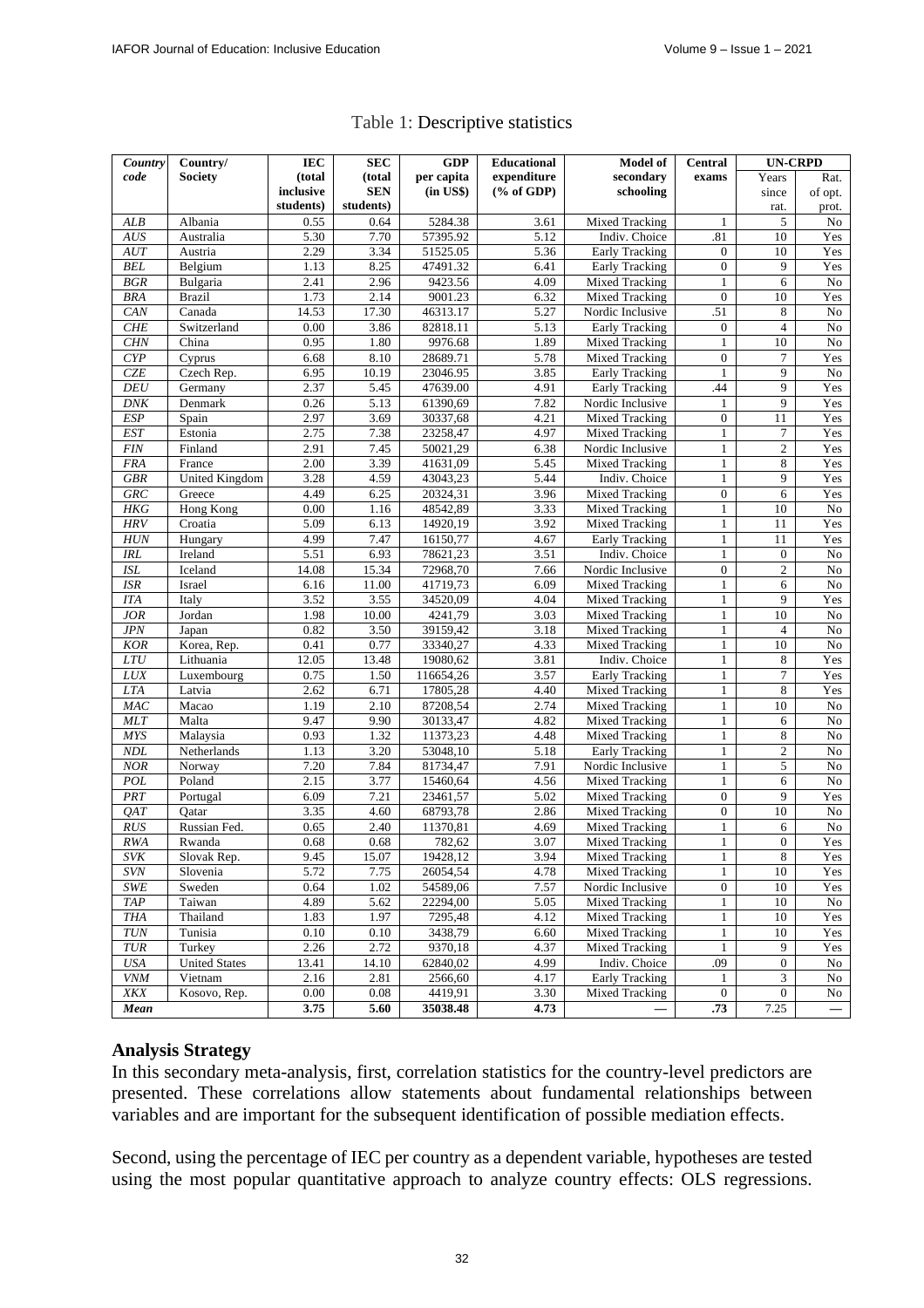Table 1: Descriptive statistics

| *Country code* | Country/ Society | IEC (total inclusive students) | SEC (total SEN students) | GDP per capita (in US$) | Educational expenditure (% of GDP) | Model of secondary schooling | Central exams | UN-CRPD | |
|---|---|---|---|---|---|---|---|---|---|
| | | | | | | | | Years since rat. | Rat. of opt. prot. |
| *ALB* | Albania | 0.55 | 0.64 | 5284.38 | 3.61 | Mixed Tracking | 1 | 5 | No |
| *AUS* | Australia | 5.30 | 7.70 | 57395.92 | 5.12 | Indiv. Choice | .81 | 10 | Yes |
| *AUT* | Austria | 2.29 | 3.34 | 51525.05 | 5.36 | Early Tracking | 0 | 10 | Yes |
| *BEL* | Belgium | 1.13 | 8.25 | 47491.32 | 6.41 | Early Tracking | 0 | 9 | Yes |
| *BGR* | Bulgaria | 2.41 | 2.96 | 9423.56 | 4.09 | Mixed Tracking | 1 | 6 | No |
| *BRA* | Brazil | 1.73 | 2.14 | 9001.23 | 6.32 | Mixed Tracking | 0 | 10 | Yes |
| *CAN* | Canada | 14.53 | 17.30 | 46313.17 | 5.27 | Nordic Inclusive | .51 | 8 | No |
| *CHE* | Switzerland | 0.00 | 3.86 | 82818.11 | 5.13 | Early Tracking | 0 | 4 | No |
| *CHN* | China | 0.95 | 1.80 | 9976.68 | 1.89 | Mixed Tracking | 1 | 10 | No |
| *CYP* | Cyprus | 6.68 | 8.10 | 28689.71 | 5.78 | Mixed Tracking | 0 | 7 | Yes |
| *CZE* | Czech Rep. | 6.95 | 10.19 | 23046.95 | 3.85 | Early Tracking | 1 | 9 | No |
| *DEU* | Germany | 2.37 | 5.45 | 47639.00 | 4.91 | Early Tracking | .44 | 9 | Yes |
| *DNK* | Denmark | 0.26 | 5.13 | 61390,69 | 7.82 | Nordic Inclusive | 1 | 9 | Yes |
| *ESP* | Spain | 2.97 | 3.69 | 30337,68 | 4.21 | Mixed Tracking | 0 | 11 | Yes |
| *EST* | Estonia | 2.75 | 7.38 | 23258,47 | 4.97 | Mixed Tracking | 1 | 7 | Yes |
| *FIN* | Finland | 2.91 | 7.45 | 50021,29 | 6.38 | Nordic Inclusive | 1 | 2 | Yes |
| *FRA* | France | 2.00 | 3.39 | 41631,09 | 5.45 | Mixed Tracking | 1 | 8 | Yes |
| *GBR* | United Kingdom | 3.28 | 4.59 | 43043,23 | 5.44 | Indiv. Choice | 1 | 9 | Yes |
| *GRC* | Greece | 4.49 | 6.25 | 20324,31 | 3.96 | Mixed Tracking | 0 | 6 | Yes |
| *HKG* | Hong Kong | 0.00 | 1.16 | 48542,89 | 3.33 | Mixed Tracking | 1 | 10 | No |
| *HRV* | Croatia | 5.09 | 6.13 | 14920,19 | 3.92 | Mixed Tracking | 1 | 11 | Yes |
| *HUN* | Hungary | 4.99 | 7.47 | 16150,77 | 4.67 | Early Tracking | 1 | 11 | Yes |
| *IRL* | Ireland | 5.51 | 6.93 | 78621,23 | 3.51 | Indiv. Choice | 1 | 0 | No |
| *ISL* | Iceland | 14.08 | 15.34 | 72968,70 | 7.66 | Nordic Inclusive | 0 | 2 | No |
| *ISR* | Israel | 6.16 | 11.00 | 41719,73 | 6.09 | Mixed Tracking | 1 | 6 | No |
| *ITA* | Italy | 3.52 | 3.55 | 34520,09 | 4.04 | Mixed Tracking | 1 | 9 | Yes |
| *JOR* | Jordan | 1.98 | 10.00 | 4241,79 | 3.03 | Mixed Tracking | 1 | 10 | No |
| *JPN* | Japan | 0.82 | 3.50 | 39159,42 | 3.18 | Mixed Tracking | 1 | 4 | No |
| *KOR* | Korea, Rep. | 0.41 | 0.77 | 33340,27 | 4.33 | Mixed Tracking | 1 | 10 | No |
| *LTU* | Lithuania | 12.05 | 13.48 | 19080,62 | 3.81 | Indiv. Choice | 1 | 8 | Yes |
| *LUX* | Luxembourg | 0.75 | 1.50 | 116654,26 | 3.57 | Early Tracking | 1 | 7 | Yes |
| *LTA* | Latvia | 2.62 | 6.71 | 17805,28 | 4.40 | Mixed Tracking | 1 | 8 | Yes |
| *MAC* | Macao | 1.19 | 2.10 | 87208,54 | 2.74 | Mixed Tracking | 1 | 10 | No |
| *MLT* | Malta | 9.47 | 9.90 | 30133,47 | 4.82 | Mixed Tracking | 1 | 6 | No |
| *MYS* | Malaysia | 0.93 | 1.32 | 11373,23 | 4.48 | Mixed Tracking | 1 | 8 | No |
| *NDL* | Netherlands | 1.13 | 3.20 | 53048,10 | 5.18 | Early Tracking | 1 | 2 | No |
| *NOR* | Norway | 7.20 | 7.84 | 81734,47 | 7.91 | Nordic Inclusive | 1 | 5 | No |
| *POL* | Poland | 2.15 | 3.77 | 15460,64 | 4.56 | Mixed Tracking | 1 | 6 | No |
| *PRT* | Portugal | 6.09 | 7.21 | 23461,57 | 5.02 | Mixed Tracking | 0 | 9 | Yes |
| *QAT* | Qatar | 3.35 | 4.60 | 68793,78 | 2.86 | Mixed Tracking | 0 | 10 | No |
| *RUS* | Russian Fed. | 0.65 | 2.40 | 11370,81 | 4.69 | Mixed Tracking | 1 | 6 | No |
| *RWA* | Rwanda | 0.68 | 0.68 | 782,62 | 3.07 | Mixed Tracking | 1 | 0 | Yes |
| *SVK* | Slovak Rep. | 9.45 | 15.07 | 19428,12 | 3.94 | Mixed Tracking | 1 | 8 | Yes |
| *SVN* | Slovenia | 5.72 | 7.75 | 26054,54 | 4.78 | Mixed Tracking | 1 | 10 | Yes |
| *SWE* | Sweden | 0.64 | 1.02 | 54589,06 | 7.57 | Nordic Inclusive | 0 | 10 | Yes |
| *TAP* | Taiwan | 4.89 | 5.62 | 22294,00 | 5.05 | Mixed Tracking | 1 | 10 | No |
| *THA* | Thailand | 1.83 | 1.97 | 7295,48 | 4.12 | Mixed Tracking | 1 | 10 | Yes |
| *TUN* | Tunisia | 0.10 | 0.10 | 3438,79 | 6.60 | Mixed Tracking | 1 | 10 | Yes |
| *TUR* | Turkey | 2.26 | 2.72 | 9370,18 | 4.37 | Mixed Tracking | 1 | 9 | Yes |
| *USA* | United States | 13.41 | 14.10 | 62840,02 | 4.99 | Indiv. Choice | .09 | 0 | No |
| *VNM* | Vietnam | 2.16 | 2.81 | 2566,60 | 4.17 | Early Tracking | 1 | 3 | No |
| *XKX* | Kosovo, Rep. | 0.00 | 0.08 | 4419,91 | 3.30 | Mixed Tracking | 0 | 0 | No |
| ***Mean*** | | **3.75** | **5.60** | **35038.48** | **4.73** | — | **.73** | 7.25 | — |

## Analysis Strategy

In this secondary meta-analysis, first, correlation statistics for the country-level predictors are presented. These correlations allow statements about fundamental relationships between variables and are important for the subsequent identification of possible mediation effects.

Second, using the percentage of IEC per country as a dependent variable, hypotheses are tested using the most popular quantitative approach to analyze country effects: OLS regressions.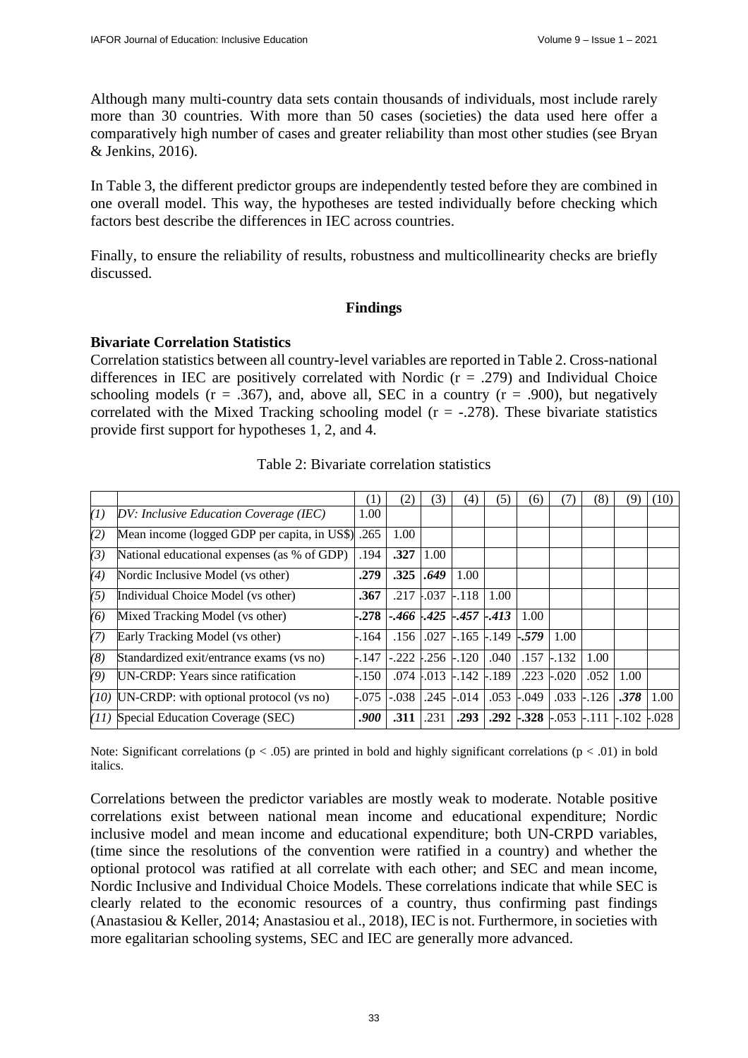Although many multi-country data sets contain thousands of individuals, most include rarely more than 30 countries. With more than 50 cases (societies) the data used here offer a comparatively high number of cases and greater reliability than most other studies (see Bryan & Jenkins, 2016).

In Table 3, the different predictor groups are independently tested before they are combined in one overall model. This way, the hypotheses are tested individually before checking which factors best describe the differences in IEC across countries.

Finally, to ensure the reliability of results, robustness and multicollinearity checks are briefly discussed.

## Findings

### Bivariate Correlation Statistics

Correlation statistics between all country-level variables are reported in Table 2. Cross-national differences in IEC are positively correlated with Nordic (r = .279) and Individual Choice schooling models (r = .367), and, above all, SEC in a country (r = .900), but negatively correlated with the Mixed Tracking schooling model (r = -.278). These bivariate statistics provide first support for hypotheses 1, 2, and 4.

Table 2: Bivariate correlation statistics

| | | (1) | (2) | (3) | (4) | (5) | (6) | (7) | (8) | (9) | (10) |
|---|---|---|---|---|---|---|---|---|---|---|---|
| *(1)* | *DV: Inclusive Education Coverage (IEC)* | 1.00 | | | | | | | | | |
| *(2)* | Mean income (logged GDP per capita, in US$) | .265 | 1.00 | | | | | | | | |
| *(3)* | National educational expenses (as % of GDP) | .194 | **.327** | 1.00 | | | | | | | |
| *(4)* | Nordic Inclusive Model (vs other) | **.279** | **.325** | ***.649*** | 1.00 | | | | | | |
| *(5)* | Individual Choice Model (vs other) | **.367** | .217 | -.037 | -.118 | 1.00 | | | | | |
| *(6)* | Mixed Tracking Model (vs other) | **-.278** | ***-.466*** | ***-.425*** | ***-.457*** | ***-.413*** | 1.00 | | | | |
| *(7)* | Early Tracking Model (vs other) | -.164 | .156 | .027 | -.165 | -.149 | ***-.579*** | 1.00 | | | |
| *(8)* | Standardized exit/entrance exams (vs no) | -.147 | -.222 | -.256 | -.120 | .040 | .157 | -.132 | 1.00 | | |
| *(9)* | UN-CRDP: Years since ratification | -.150 | .074 | -.013 | -.142 | -.189 | .223 | -.020 | .052 | 1.00 | |
| *(10)* | UN-CRDP: with optional protocol (vs no) | -.075 | -.038 | .245 | -.014 | .053 | -.049 | .033 | -.126 | ***.378*** | 1.00 |
| *(11)* | Special Education Coverage (SEC) | ***.900*** | **.311** | .231 | **.293** | **.292** | **-.328** | -.053 | -.111 | -.102 | -.028 |

Note: Significant correlations (p < .05) are printed in bold and highly significant correlations (p < .01) in bold italics.

Correlations between the predictor variables are mostly weak to moderate. Notable positive correlations exist between national mean income and educational expenditure; Nordic inclusive model and mean income and educational expenditure; both UN-CRPD variables, (time since the resolutions of the convention were ratified in a country) and whether the optional protocol was ratified at all correlate with each other; and SEC and mean income, Nordic Inclusive and Individual Choice Models. These correlations indicate that while SEC is clearly related to the economic resources of a country, thus confirming past findings (Anastasiou & Keller, 2014; Anastasiou et al., 2018), IEC is not. Furthermore, in societies with more egalitarian schooling systems, SEC and IEC are generally more advanced.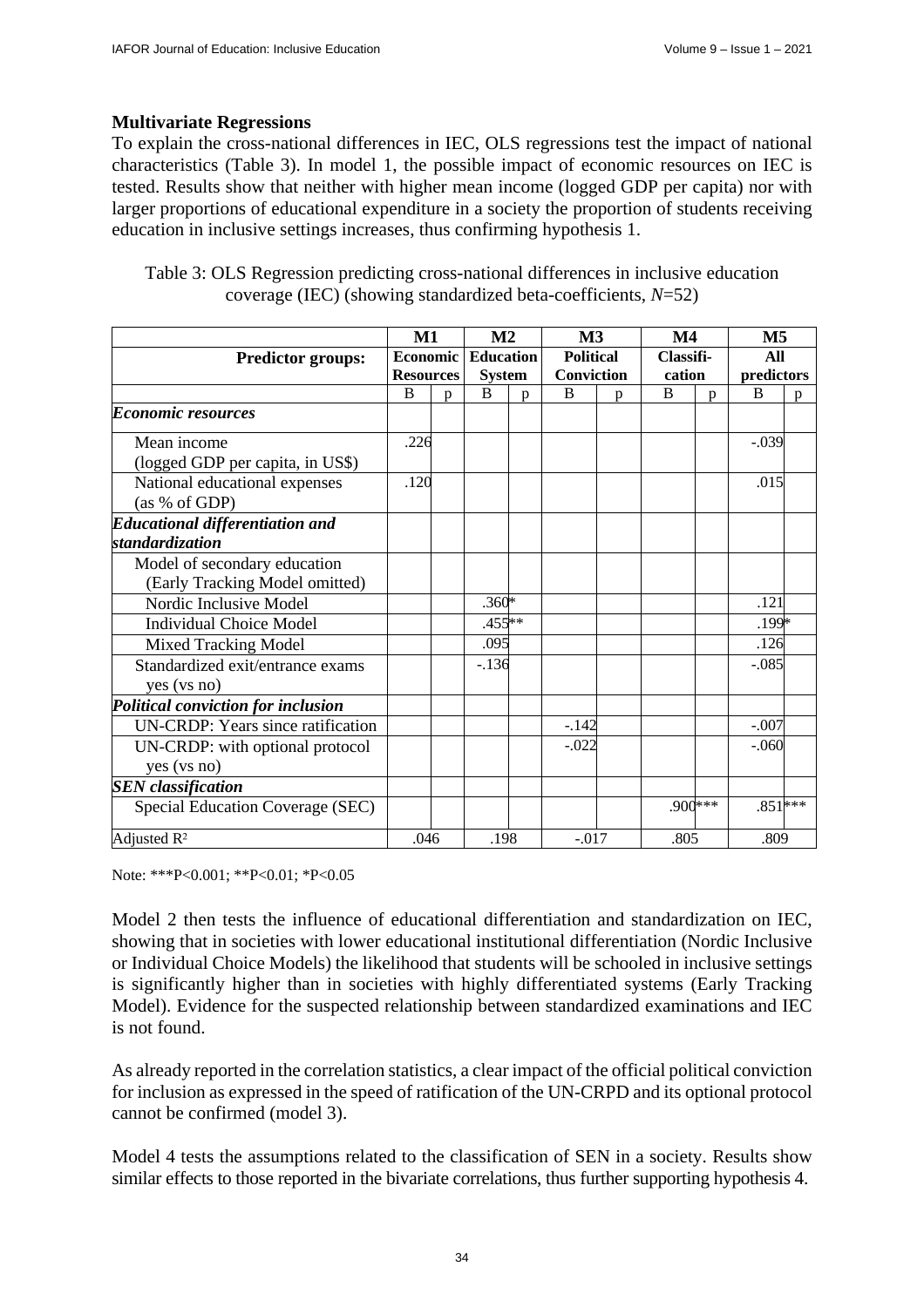### Multivariate Regressions

To explain the cross-national differences in IEC, OLS regressions test the impact of national characteristics (Table 3). In model 1, the possible impact of economic resources on IEC is tested. Results show that neither with higher mean income (logged GDP per capita) nor with larger proportions of educational expenditure in a society the proportion of students receiving education in inclusive settings increases, thus confirming hypothesis 1.

Table 3: OLS Regression predicting cross-national differences in inclusive education coverage (IEC) (showing standardized beta-coefficients, *N*=52)

| | M1 | | M2 | | M3 | | M4 | | M5 | |
|---|---|---|---|---|---|---|---|---|---|---|
| **Predictor groups:** | **Economic Resources** | | **Education System** | | **Political Conviction** | | **Classification** | | **All predictors** | |
| | B | p | B | p | B | p | B | p | B | p |
| ***Economic resources*** | | | | | | | | | | |
| Mean income (logged GDP per capita, in US$) | .226 | | | | | | | | -.039 | |
| National educational expenses (as % of GDP) | .120 | | | | | | | | .015 | |
| ***Educational differentiation and standardization*** | | | | | | | | | | |
| Model of secondary education (Early Tracking Model omitted) | | | | | | | | | | |
| Nordic Inclusive Model | | | .360 | * | | | | | .121 | |
| Individual Choice Model | | | .455 | ** | | | | | .199 | * |
| Mixed Tracking Model | | | .095 | | | | | | .126 | |
| Standardized exit/entrance exams yes (vs no) | | | -.136 | | | | | | -.085 | |
| ***Political conviction for inclusion*** | | | | | | | | | | |
| UN-CRDP: Years since ratification | | | | | -.142 | | | | -.007 | |
| UN-CRDP: with optional protocol yes (vs no) | | | | | -.022 | | | | -.060 | |
| ***SEN classification*** | | | | | | | | | | |
| Special Education Coverage (SEC) | | | | | | | .900 | *** | .851 | *** |
| Adjusted $R^2$ | .046 | | .198 | | -.017 | | .805 | | .809 | |

Note: ***P<0.001; **P<0.01; *P<0.05

Model 2 then tests the influence of educational differentiation and standardization on IEC, showing that in societies with lower educational institutional differentiation (Nordic Inclusive or Individual Choice Models) the likelihood that students will be schooled in inclusive settings is significantly higher than in societies with highly differentiated systems (Early Tracking Model). Evidence for the suspected relationship between standardized examinations and IEC is not found.

As already reported in the correlation statistics, a clear impact of the official political conviction for inclusion as expressed in the speed of ratification of the UN-CRPD and its optional protocol cannot be confirmed (model 3).

Model 4 tests the assumptions related to the classification of SEN in a society. Results show similar effects to those reported in the bivariate correlations, thus further supporting hypothesis 4.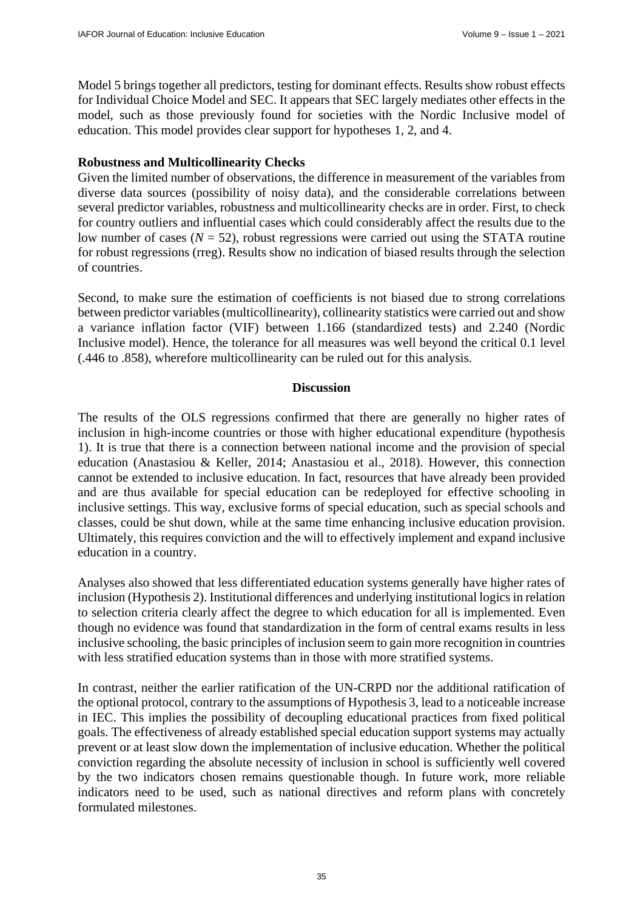Model 5 brings together all predictors, testing for dominant effects. Results show robust effects for Individual Choice Model and SEC. It appears that SEC largely mediates other effects in the model, such as those previously found for societies with the Nordic Inclusive model of education. This model provides clear support for hypotheses 1, 2, and 4.

**Robustness and Multicollinearity Checks**

Given the limited number of observations, the difference in measurement of the variables from diverse data sources (possibility of noisy data), and the considerable correlations between several predictor variables, robustness and multicollinearity checks are in order. First, to check for country outliers and influential cases which could considerably affect the results due to the low number of cases ($N$ = 52), robust regressions were carried out using the STATA routine for robust regressions (rreg). Results show no indication of biased results through the selection of countries.

Second, to make sure the estimation of coefficients is not biased due to strong correlations between predictor variables (multicollinearity), collinearity statistics were carried out and show a variance inflation factor (VIF) between 1.166 (standardized tests) and 2.240 (Nordic Inclusive model). Hence, the tolerance for all measures was well beyond the critical 0.1 level (.446 to .858), wherefore multicollinearity can be ruled out for this analysis.

## Discussion

The results of the OLS regressions confirmed that there are generally no higher rates of inclusion in high-income countries or those with higher educational expenditure (hypothesis 1). It is true that there is a connection between national income and the provision of special education (Anastasiou & Keller, 2014; Anastasiou et al., 2018). However, this connection cannot be extended to inclusive education. In fact, resources that have already been provided and are thus available for special education can be redeployed for effective schooling in inclusive settings. This way, exclusive forms of special education, such as special schools and classes, could be shut down, while at the same time enhancing inclusive education provision. Ultimately, this requires conviction and the will to effectively implement and expand inclusive education in a country.

Analyses also showed that less differentiated education systems generally have higher rates of inclusion (Hypothesis 2). Institutional differences and underlying institutional logics in relation to selection criteria clearly affect the degree to which education for all is implemented. Even though no evidence was found that standardization in the form of central exams results in less inclusive schooling, the basic principles of inclusion seem to gain more recognition in countries with less stratified education systems than in those with more stratified systems.

In contrast, neither the earlier ratification of the UN-CRPD nor the additional ratification of the optional protocol, contrary to the assumptions of Hypothesis 3, lead to a noticeable increase in IEC. This implies the possibility of decoupling educational practices from fixed political goals. The effectiveness of already established special education support systems may actually prevent or at least slow down the implementation of inclusive education. Whether the political conviction regarding the absolute necessity of inclusion in school is sufficiently well covered by the two indicators chosen remains questionable though. In future work, more reliable indicators need to be used, such as national directives and reform plans with concretely formulated milestones.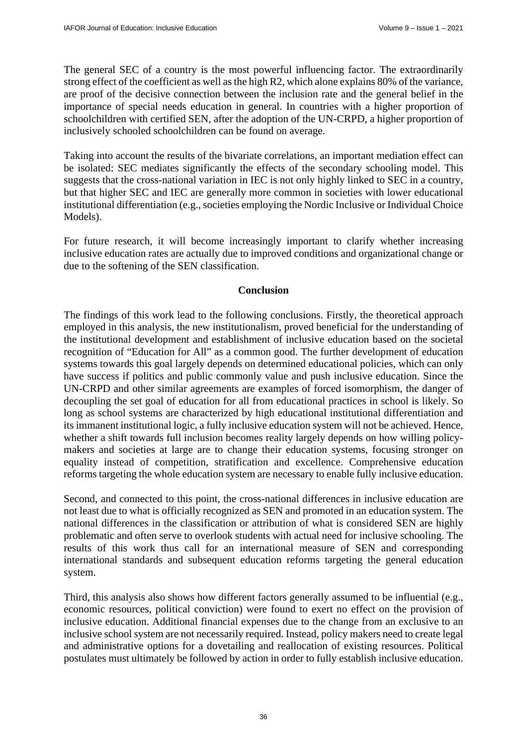The general SEC of a country is the most powerful influencing factor. The extraordinarily strong effect of the coefficient as well as the high R2, which alone explains 80% of the variance, are proof of the decisive connection between the inclusion rate and the general belief in the importance of special needs education in general. In countries with a higher proportion of schoolchildren with certified SEN, after the adoption of the UN-CRPD, a higher proportion of inclusively schooled schoolchildren can be found on average.

Taking into account the results of the bivariate correlations, an important mediation effect can be isolated: SEC mediates significantly the effects of the secondary schooling model. This suggests that the cross-national variation in IEC is not only highly linked to SEC in a country, but that higher SEC and IEC are generally more common in societies with lower educational institutional differentiation (e.g., societies employing the Nordic Inclusive or Individual Choice Models).

For future research, it will become increasingly important to clarify whether increasing inclusive education rates are actually due to improved conditions and organizational change or due to the softening of the SEN classification.

## Conclusion

The findings of this work lead to the following conclusions. Firstly, the theoretical approach employed in this analysis, the new institutionalism, proved beneficial for the understanding of the institutional development and establishment of inclusive education based on the societal recognition of "Education for All" as a common good. The further development of education systems towards this goal largely depends on determined educational policies, which can only have success if politics and public commonly value and push inclusive education. Since the UN-CRPD and other similar agreements are examples of forced isomorphism, the danger of decoupling the set goal of education for all from educational practices in school is likely. So long as school systems are characterized by high educational institutional differentiation and its immanent institutional logic, a fully inclusive education system will not be achieved. Hence, whether a shift towards full inclusion becomes reality largely depends on how willing policy-makers and societies at large are to change their education systems, focusing stronger on equality instead of competition, stratification and excellence. Comprehensive education reforms targeting the whole education system are necessary to enable fully inclusive education.

Second, and connected to this point, the cross-national differences in inclusive education are not least due to what is officially recognized as SEN and promoted in an education system. The national differences in the classification or attribution of what is considered SEN are highly problematic and often serve to overlook students with actual need for inclusive schooling. The results of this work thus call for an international measure of SEN and corresponding international standards and subsequent education reforms targeting the general education system.

Third, this analysis also shows how different factors generally assumed to be influential (e.g., economic resources, political conviction) were found to exert no effect on the provision of inclusive education. Additional financial expenses due to the change from an exclusive to an inclusive school system are not necessarily required. Instead, policy makers need to create legal and administrative options for a dovetailing and reallocation of existing resources. Political postulates must ultimately be followed by action in order to fully establish inclusive education.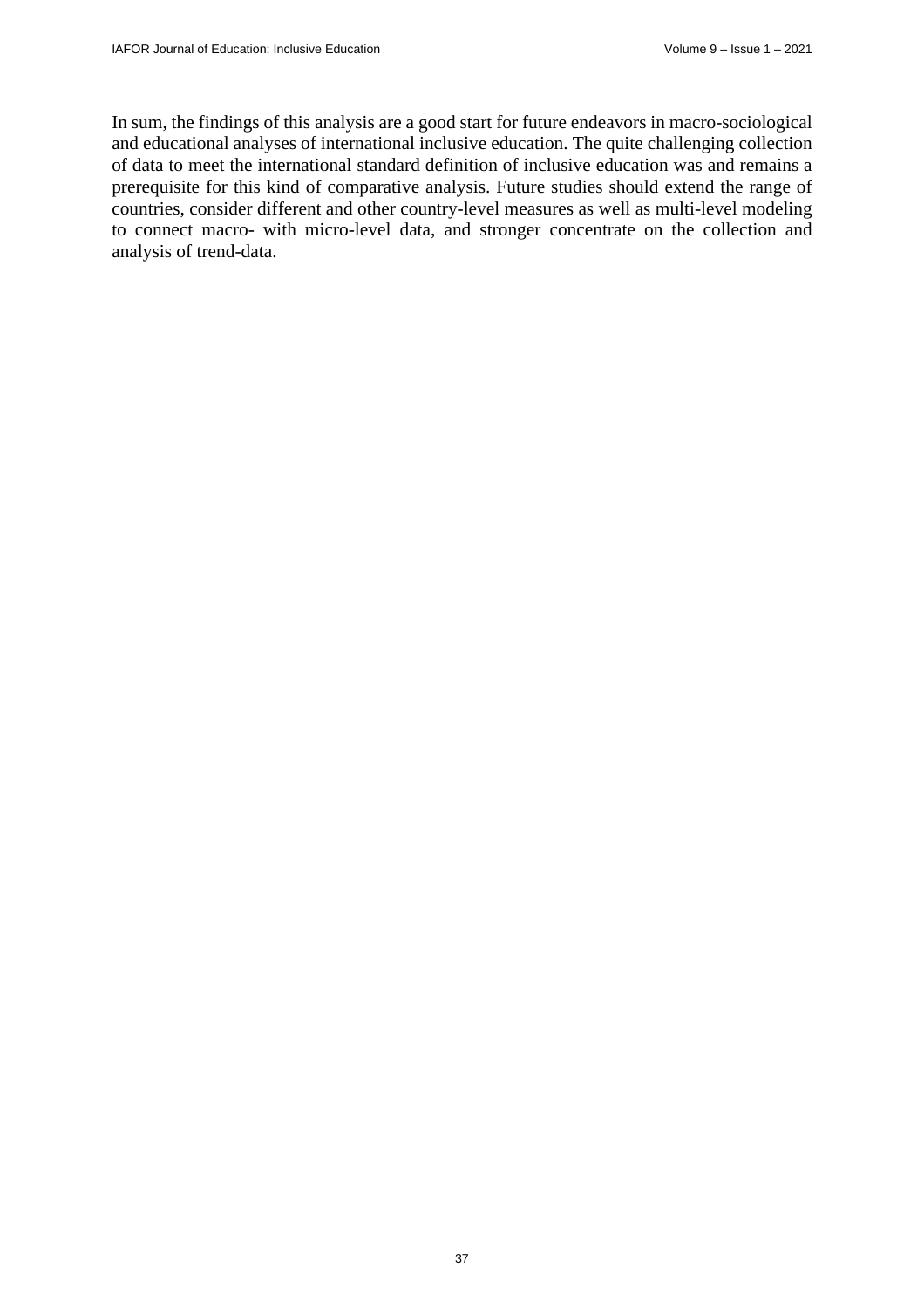In sum, the findings of this analysis are a good start for future endeavors in macro-sociological and educational analyses of international inclusive education. The quite challenging collection of data to meet the international standard definition of inclusive education was and remains a prerequisite for this kind of comparative analysis. Future studies should extend the range of countries, consider different and other country-level measures as well as multi-level modeling to connect macro- with micro-level data, and stronger concentrate on the collection and analysis of trend-data.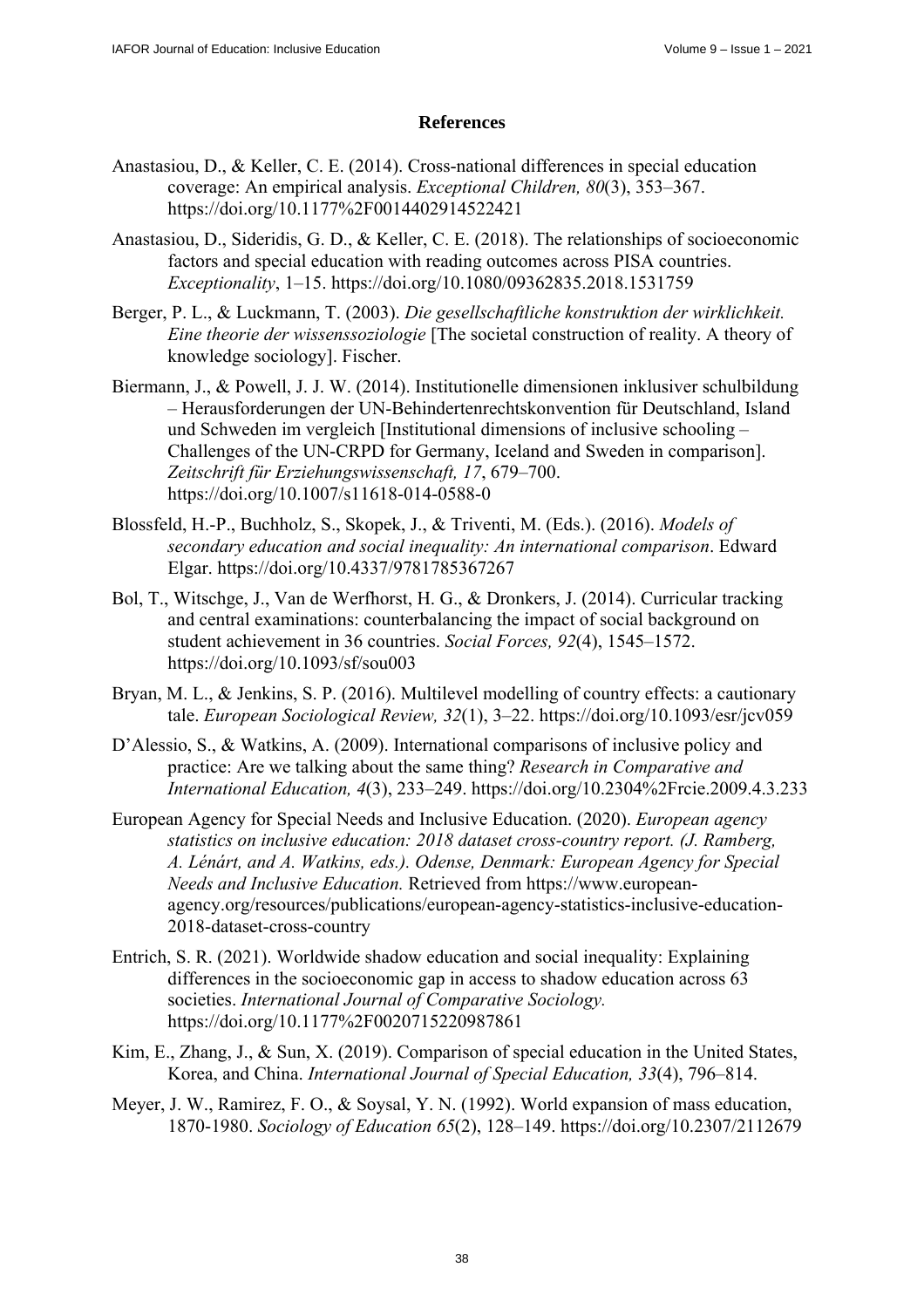## References

Anastasiou, D., & Keller, C. E. (2014). Cross-national differences in special education coverage: An empirical analysis. *Exceptional Children, 80*(3), 353–367. https://doi.org/10.1177%2F0014402914522421

Anastasiou, D., Sideridis, G. D., & Keller, C. E. (2018). The relationships of socioeconomic factors and special education with reading outcomes across PISA countries. *Exceptionality*, 1–15. https://doi.org/10.1080/09362835.2018.1531759

Berger, P. L., & Luckmann, T. (2003). *Die gesellschaftliche konstruktion der wirklichkeit. Eine theorie der wissenssoziologie* [The societal construction of reality. A theory of knowledge sociology]. Fischer.

Biermann, J., & Powell, J. J. W. (2014). Institutionelle dimensionen inklusiver schulbildung – Herausforderungen der UN-Behindertenrechtskonvention für Deutschland, Island und Schweden im vergleich [Institutional dimensions of inclusive schooling – Challenges of the UN-CRPD for Germany, Iceland and Sweden in comparison]. *Zeitschrift für Erziehungswissenschaft, 17*, 679–700. https://doi.org/10.1007/s11618-014-0588-0

Blossfeld, H.-P., Buchholz, S., Skopek, J., & Triventi, M. (Eds.). (2016). *Models of secondary education and social inequality: An international comparison*. Edward Elgar. https://doi.org/10.4337/9781785367267

Bol, T., Witschge, J., Van de Werfhorst, H. G., & Dronkers, J. (2014). Curricular tracking and central examinations: counterbalancing the impact of social background on student achievement in 36 countries. *Social Forces, 92*(4), 1545–1572. https://doi.org/10.1093/sf/sou003

Bryan, M. L., & Jenkins, S. P. (2016). Multilevel modelling of country effects: a cautionary tale. *European Sociological Review, 32*(1), 3–22. https://doi.org/10.1093/esr/jcv059

D'Alessio, S., & Watkins, A. (2009). International comparisons of inclusive policy and practice: Are we talking about the same thing? *Research in Comparative and International Education, 4*(3), 233–249. https://doi.org/10.2304%2Frcie.2009.4.3.233

European Agency for Special Needs and Inclusive Education. (2020). *European agency statistics on inclusive education: 2018 dataset cross-country report. (J. Ramberg, A. Lénárt, and A. Watkins, eds.). Odense, Denmark: European Agency for Special Needs and Inclusive Education.* Retrieved from https://www.european-agency.org/resources/publications/european-agency-statistics-inclusive-education-2018-dataset-cross-country

Entrich, S. R. (2021). Worldwide shadow education and social inequality: Explaining differences in the socioeconomic gap in access to shadow education across 63 societies. *International Journal of Comparative Sociology.* https://doi.org/10.1177%2F0020715220987861

Kim, E., Zhang, J., & Sun, X. (2019). Comparison of special education in the United States, Korea, and China. *International Journal of Special Education, 33*(4), 796–814.

Meyer, J. W., Ramirez, F. O., & Soysal, Y. N. (1992). World expansion of mass education, 1870-1980. *Sociology of Education 65*(2), 128–149. https://doi.org/10.2307/2112679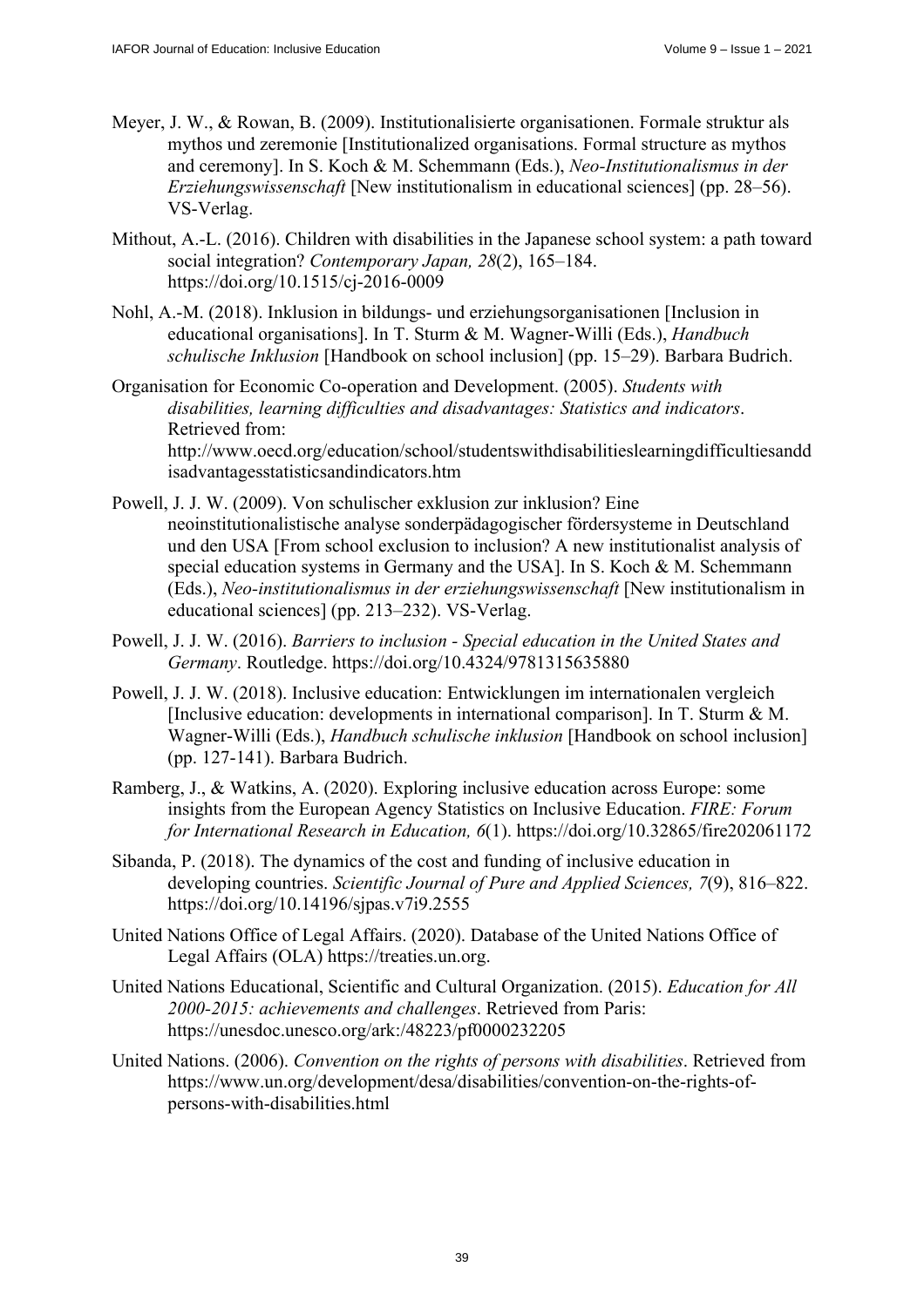Meyer, J. W., & Rowan, B. (2009). Institutionalisierte organisationen. Formale struktur als mythos und zeremonie [Institutionalized organisations. Formal structure as mythos and ceremony]. In S. Koch & M. Schemmann (Eds.), *Neo-Institutionalismus in der Erziehungswissenschaft* [New institutionalism in educational sciences] (pp. 28–56). VS-Verlag.

Mithout, A.-L. (2016). Children with disabilities in the Japanese school system: a path toward social integration? *Contemporary Japan, 28*(2), 165–184. https://doi.org/10.1515/cj-2016-0009

Nohl, A.-M. (2018). Inklusion in bildungs- und erziehungsorganisationen [Inclusion in educational organisations]. In T. Sturm & M. Wagner-Willi (Eds.), *Handbuch schulische Inklusion* [Handbook on school inclusion] (pp. 15–29). Barbara Budrich.

Organisation for Economic Co-operation and Development. (2005). *Students with disabilities, learning difficulties and disadvantages: Statistics and indicators*. Retrieved from: http://www.oecd.org/education/school/studentswithdisabilitieslearningdifficultiesanddisadvantagesstatisticsandindicators.htm

Powell, J. J. W. (2009). Von schulischer exklusion zur inklusion? Eine neoinstitutionalistische analyse sonderpädagogischer fördersysteme in Deutschland und den USA [From school exclusion to inclusion? A new institutionalist analysis of special education systems in Germany and the USA]. In S. Koch & M. Schemmann (Eds.), *Neo-institutionalismus in der erziehungswissenschaft* [New institutionalism in educational sciences] (pp. 213–232). VS-Verlag.

Powell, J. J. W. (2016). *Barriers to inclusion - Special education in the United States and Germany*. Routledge. https://doi.org/10.4324/9781315635880

Powell, J. J. W. (2018). Inclusive education: Entwicklungen im internationalen vergleich [Inclusive education: developments in international comparison]. In T. Sturm & M. Wagner-Willi (Eds.), *Handbuch schulische inklusion* [Handbook on school inclusion] (pp. 127-141). Barbara Budrich.

Ramberg, J., & Watkins, A. (2020). Exploring inclusive education across Europe: some insights from the European Agency Statistics on Inclusive Education. *FIRE: Forum for International Research in Education, 6*(1). https://doi.org/10.32865/fire202061172

Sibanda, P. (2018). The dynamics of the cost and funding of inclusive education in developing countries. *Scientific Journal of Pure and Applied Sciences, 7*(9), 816–822. https://doi.org/10.14196/sjpas.v7i9.2555

United Nations Office of Legal Affairs. (2020). Database of the United Nations Office of Legal Affairs (OLA) https://treaties.un.org.

United Nations Educational, Scientific and Cultural Organization. (2015). *Education for All 2000-2015: achievements and challenges*. Retrieved from Paris: https://unesdoc.unesco.org/ark:/48223/pf0000232205

United Nations. (2006). *Convention on the rights of persons with disabilities*. Retrieved from https://www.un.org/development/desa/disabilities/convention-on-the-rights-of-persons-with-disabilities.html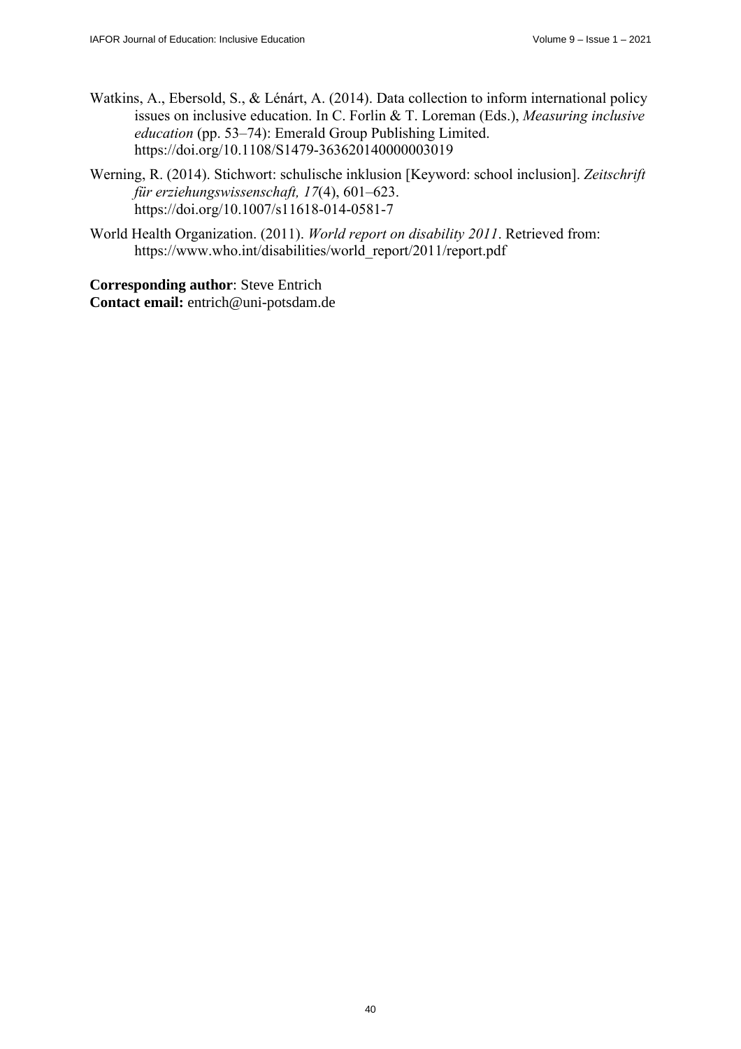Watkins, A., Ebersold, S., & Lénárt, A. (2014). Data collection to inform international policy issues on inclusive education. In C. Forlin & T. Loreman (Eds.), *Measuring inclusive education* (pp. 53–74): Emerald Group Publishing Limited. https://doi.org/10.1108/S1479-363620140000003019

Werning, R. (2014). Stichwort: schulische inklusion [Keyword: school inclusion]. *Zeitschrift für erziehungswissenschaft, 17*(4), 601–623. https://doi.org/10.1007/s11618-014-0581-7

World Health Organization. (2011). *World report on disability 2011*. Retrieved from: https://www.who.int/disabilities/world_report/2011/report.pdf

**Corresponding author**: Steve Entrich
**Contact email:** entrich@uni-potsdam.de